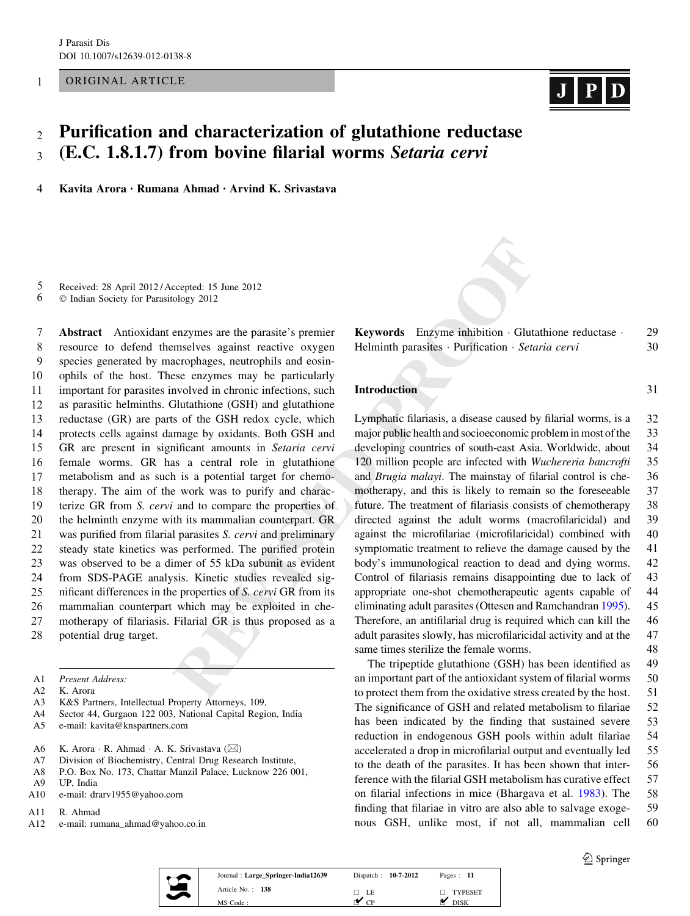ORIGINAL ARTICLE

# Purification and characterization of glutathione reductase (E.C. 1.8.1.7) from bovine filarial worms *Setaria cervi*

**Kavita Arora · Rumana Ahmad · Arvind K. Srivastava**

Received: 28 April 2012 / Accepted: 15 June 2012
© Indian Society for Parasitology 2012

**Abstract** Antioxidant enzymes are the parasite's premier resource to defend themselves against reactive oxygen species generated by macrophages, neutrophils and eosinophils of the host. These enzymes may be particularly important for parasites involved in chronic infections, such as parasitic helminths. Glutathione (GSH) and glutathione reductase (GR) are parts of the GSH redox cycle, which protects cells against damage by oxidants. Both GSH and GR are present in significant amounts in *Setaria cervi* female worms. GR has a central role in glutathione metabolism and as such is a potential target for chemotherapy. The aim of the work was to purify and characterize GR from *S. cervi* and to compare the properties of the helminth enzyme with its mammalian counterpart. GR was purified from filarial parasites *S. cervi* and preliminary steady state kinetics was performed. The purified protein was observed to be a dimer of 55 kDa subunit as evident from SDS-PAGE analysis. Kinetic studies revealed significant differences in the properties of *S. cervi* GR from its mammalian counterpart which may be exploited in chemotherapy of filariasis. Filarial GR is thus proposed as a potential drug target.

**Keywords** Enzyme inhibition · Glutathione reductase · Helminth parasites · Purification · *Setaria cervi*

*Present Address:*
K. Arora
K&S Partners, Intellectual Property Attorneys, 109, Sector 44, Gurgaon 122 003, National Capital Region, India
e-mail: kavita@knspartners.com

K. Arora · R. Ahmad · A. K. Srivastava (✉)
Division of Biochemistry, Central Drug Research Institute, P.O. Box No. 173, Chattar Manzil Palace, Lucknow 226 001, UP, India
e-mail: drarv1955@yahoo.com

R. Ahmad
e-mail: rumana_ahmad@yahoo.co.in

## Introduction

Lymphatic filariasis, a disease caused by filarial worms, is a major public health and socioeconomic problem in most of the developing countries of south-east Asia. Worldwide, about 120 million people are infected with *Wuchereria bancrofti* and *Brugia malayi*. The mainstay of filarial control is chemotherapy, and this is likely to remain so the foreseeable future. The treatment of filariasis consists of chemotherapy directed against the adult worms (macrofilaricidal) and against the microfilariae (microfilaricidal) combined with symptomatic treatment to relieve the damage caused by the body's immunological reaction to dead and dying worms. Control of filariasis remains disappointing due to lack of appropriate one-shot chemotherapeutic agents capable of eliminating adult parasites (Ottesen and Ramchandran 1995). Therefore, an antifilarial drug is required which can kill the adult parasites slowly, has microfilaricidal activity and at the same times sterilize the female worms.

The tripeptide glutathione (GSH) has been identified as an important part of the antioxidant system of filarial worms to protect them from the oxidative stress created by the host. The significance of GSH and related metabolism to filariae has been indicated by the finding that sustained severe reduction in endogenous GSH pools within adult filariae accelerated a drop in microfilarial output and eventually led to the death of the parasites. It has been shown that interference with the filarial GSH metabolism has curative effect on filarial infections in mice (Bhargava et al. 1983). The finding that filariae in vitro are also able to salvage exogenous GSH, unlike most, if not all, mammalian cell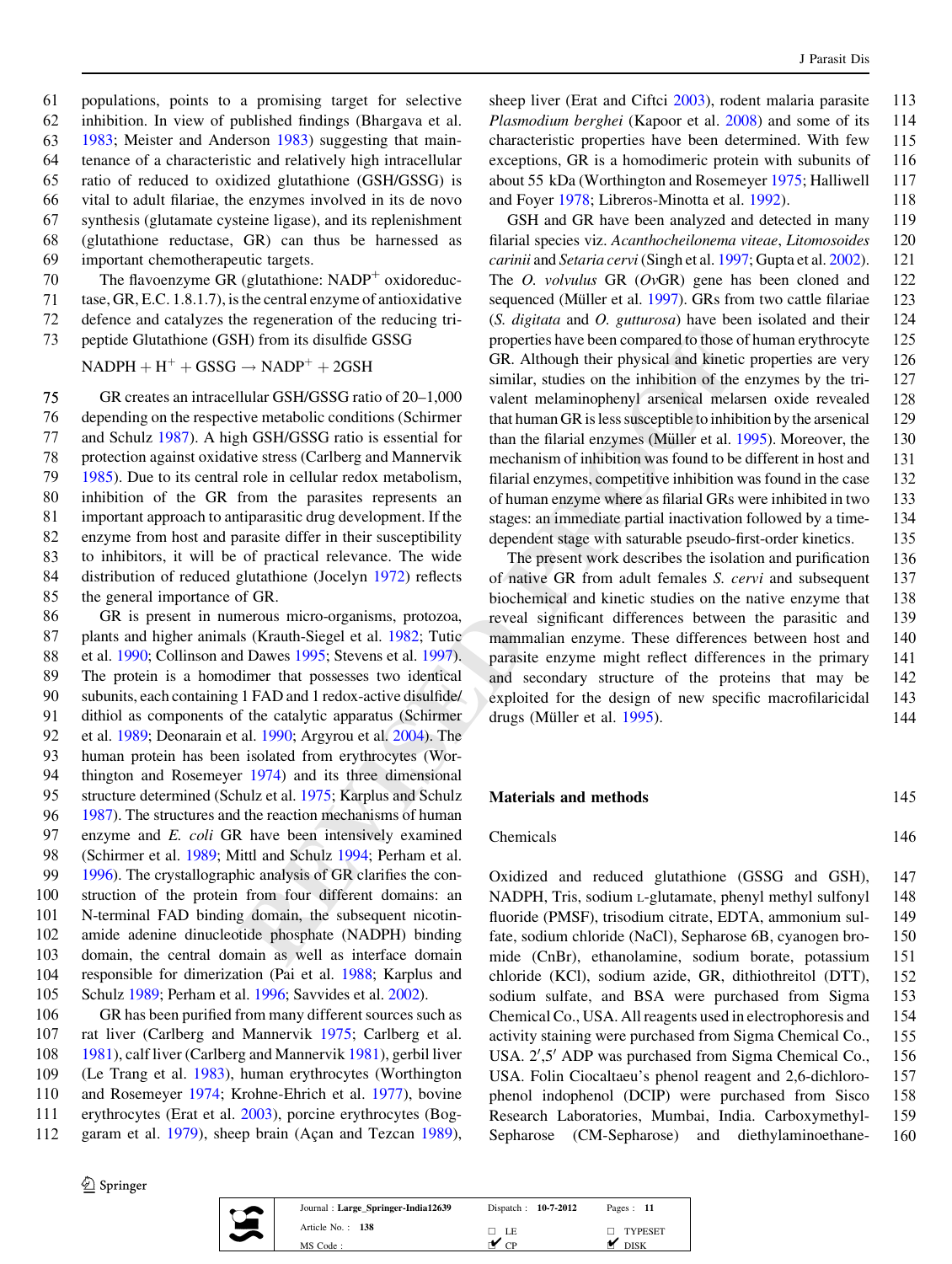populations, points to a promising target for selective inhibition. In view of published findings (Bhargava et al. 1983; Meister and Anderson 1983) suggesting that maintenance of a characteristic and relatively high intracellular ratio of reduced to oxidized glutathione (GSH/GSSG) is vital to adult filariae, the enzymes involved in its de novo synthesis (glutamate cysteine ligase), and its replenishment (glutathione reductase, GR) can thus be harnessed as important chemotherapeutic targets.

The flavoenzyme GR (glutathione: $NADP^+$ oxidoreductase, GR, E.C. 1.8.1.7), is the central enzyme of antioxidative defence and catalyzes the regeneration of the reducing tripeptide Glutathione (GSH) from its disulfide GSSG

$$NADPH + H^+ + GSSG \rightarrow NADP^+ + 2GSH$$

GR creates an intracellular GSH/GSSG ratio of 20–1,000 depending on the respective metabolic conditions (Schirmer and Schulz 1987). A high GSH/GSSG ratio is essential for protection against oxidative stress (Carlberg and Mannervik 1985). Due to its central role in cellular redox metabolism, inhibition of the GR from the parasites represents an important approach to antiparasitic drug development. If the enzyme from host and parasite differ in their susceptibility to inhibitors, it will be of practical relevance. The wide distribution of reduced glutathione (Jocelyn 1972) reflects the general importance of GR.

GR is present in numerous micro-organisms, protozoa, plants and higher animals (Krauth-Siegel et al. 1982; Tutic et al. 1990; Collinson and Dawes 1995; Stevens et al. 1997). The protein is a homodimer that possesses two identical subunits, each containing 1 FAD and 1 redox-active disulfide/dithiol as components of the catalytic apparatus (Schirmer et al. 1989; Deonarain et al. 1990; Argyrou et al. 2004). The human protein has been isolated from erythrocytes (Worthington and Rosemeyer 1974) and its three dimensional structure determined (Schulz et al. 1975; Karplus and Schulz 1987). The structures and the reaction mechanisms of human enzyme and *E. coli* GR have been intensively examined (Schirmer et al. 1989; Mittl and Schulz 1994; Perham et al. 1996). The crystallographic analysis of GR clarifies the construction of the protein from four different domains: an N-terminal FAD binding domain, the subsequent nicotinamide adenine dinucleotide phosphate (NADPH) binding domain, the central domain as well as interface domain responsible for dimerization (Pai et al. 1988; Karplus and Schulz 1989; Perham et al. 1996; Savvides et al. 2002).

GR has been purified from many different sources such as rat liver (Carlberg and Mannervik 1975; Carlberg et al. 1981), calf liver (Carlberg and Mannervik 1981), gerbil liver (Le Trang et al. 1983), human erythrocytes (Worthington and Rosemeyer 1974; Krohne-Ehrich et al. 1977), bovine erythrocytes (Erat et al. 2003), porcine erythrocytes (Boggaram et al. 1979), sheep brain (Açan and Tezcan 1989), sheep liver (Erat and Ciftci 2003), rodent malaria parasite *Plasmodium berghei* (Kapoor et al. 2008) and some of its characteristic properties have been determined. With few exceptions, GR is a homodimeric protein with subunits of about 55 kDa (Worthington and Rosemeyer 1975; Halliwell and Foyer 1978; Libreros-Minotta et al. 1992).

GSH and GR have been analyzed and detected in many filarial species viz. *Acanthocheilonema viteae*, *Litomosoides carinii* and *Setaria cervi* (Singh et al. 1997; Gupta et al. 2002). The *O. volvulus* GR (*Ov*GR) gene has been cloned and sequenced (Müller et al. 1997). GRs from two cattle filariae (*S. digitata* and *O. gutturosa*) have been isolated and their properties have been compared to those of human erythrocyte GR. Although their physical and kinetic properties are very similar, studies on the inhibition of the enzymes by the trivalent melaminophenyl arsenical melarsen oxide revealed that human GR is less susceptible to inhibition by the arsenical than the filarial enzymes (Müller et al. 1995). Moreover, the mechanism of inhibition was found to be different in host and filarial enzymes, competitive inhibition was found in the case of human enzyme where as filarial GRs were inhibited in two stages: an immediate partial inactivation followed by a time-dependent stage with saturable pseudo-first-order kinetics.

The present work describes the isolation and purification of native GR from adult females *S. cervi* and subsequent biochemical and kinetic studies on the native enzyme that reveal significant differences between the parasitic and mammalian enzyme. These differences between host and parasite enzyme might reflect differences in the primary and secondary structure of the proteins that may be exploited for the design of new specific macrofilaricidal drugs (Müller et al. 1995).

## Materials and methods

### Chemicals

Oxidized and reduced glutathione (GSSG and GSH), NADPH, Tris, sodium L-glutamate, phenyl methyl sulfonyl fluoride (PMSF), trisodium citrate, EDTA, ammonium sulfate, sodium chloride (NaCl), Sepharose 6B, cyanogen bromide (CnBr), ethanolamine, sodium borate, potassium chloride (KCl), sodium azide, GR, dithiothreitol (DTT), sodium sulfate, and BSA were purchased from Sigma Chemical Co., USA. All reagents used in electrophoresis and activity staining were purchased from Sigma Chemical Co., USA. 2′,5′ ADP was purchased from Sigma Chemical Co., USA. Folin Ciocaltaeu's phenol reagent and 2,6-dichlorophenol indophenol (DCIP) were purchased from Sisco Research Laboratories, Mumbai, India. Carboxymethyl-Sepharose (CM-Sepharose) and diethylaminoethane-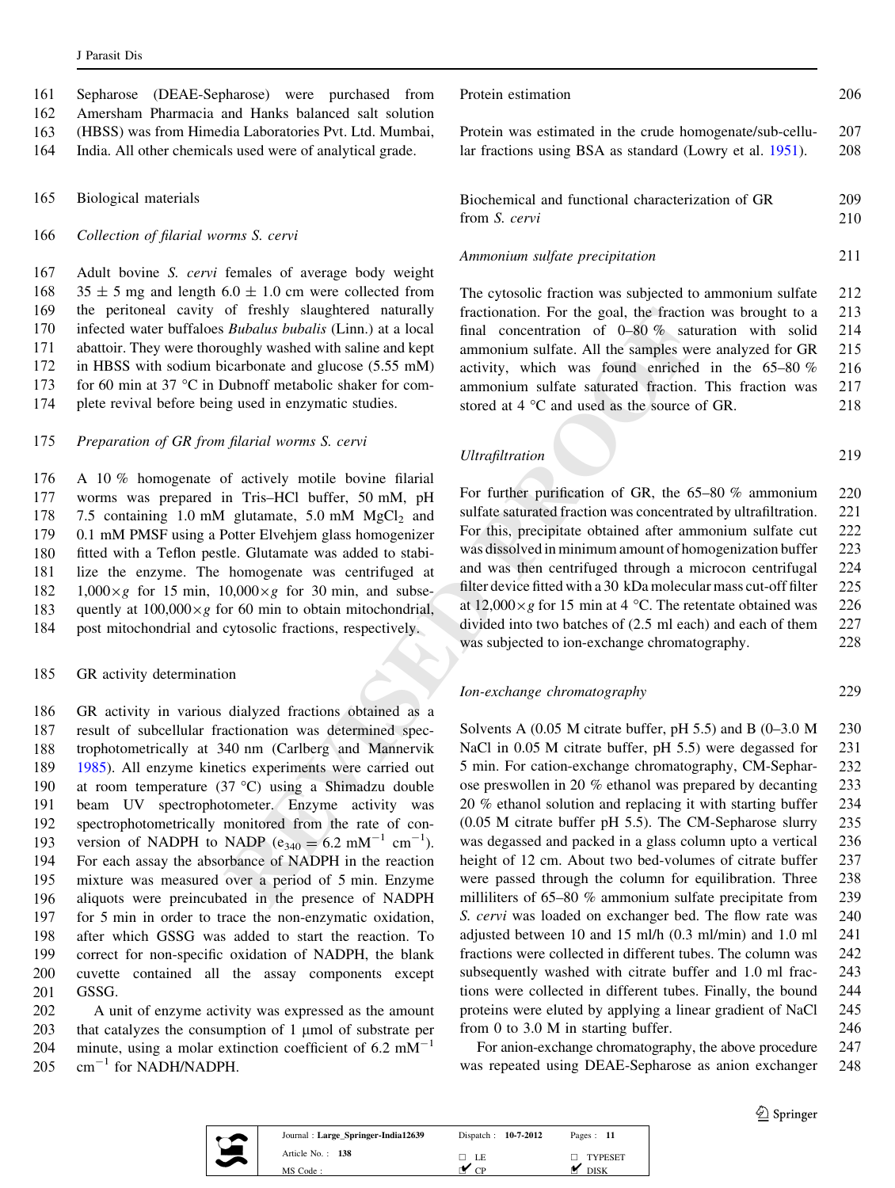Sepharose (DEAE-Sepharose) were purchased from Amersham Pharmacia and Hanks balanced salt solution (HBSS) was from Himedia Laboratories Pvt. Ltd. Mumbai, India. All other chemicals used were of analytical grade.

## Biological materials

### *Collection of filarial worms S. cervi*

Adult bovine *S. cervi* females of average body weight 35 ± 5 mg and length 6.0 ± 1.0 cm were collected from the peritoneal cavity of freshly slaughtered naturally infected water buffaloes *Bubalus bubalis* (Linn.) at a local abattoir. They were thoroughly washed with saline and kept in HBSS with sodium bicarbonate and glucose (5.55 mM) for 60 min at 37 °C in Dubnoff metabolic shaker for complete revival before being used in enzymatic studies.

### *Preparation of GR from filarial worms S. cervi*

A 10 % homogenate of actively motile bovine filarial worms was prepared in Tris–HCl buffer, 50 mM, pH 7.5 containing 1.0 mM glutamate, 5.0 mM $MgCl_2$ and 0.1 mM PMSF using a Potter Elvehjem glass homogenizer fitted with a Teflon pestle. Glutamate was added to stabilize the enzyme. The homogenate was centrifuged at 1,000×*g* for 15 min, 10,000×*g* for 30 min, and subsequently at 100,000×*g* for 60 min to obtain mitochondrial, post mitochondrial and cytosolic fractions, respectively.

## GR activity determination

GR activity in various dialyzed fractions obtained as a result of subcellular fractionation was determined spectrophotometrically at 340 nm (Carlberg and Mannervik 1985). All enzyme kinetics experiments were carried out at room temperature (37 °C) using a Shimadzu double beam UV spectrophotometer. Enzyme activity was spectrophotometrically monitored from the rate of conversion of NADPH to NADP ($e_{340} = 6.2$ $mM^{-1}$ $cm^{-1}$). For each assay the absorbance of NADPH in the reaction mixture was measured over a period of 5 min. Enzyme aliquots were preincubated in the presence of NADPH for 5 min in order to trace the non-enzymatic oxidation, after which GSSG was added to start the reaction. To correct for non-specific oxidation of NADPH, the blank cuvette contained all the assay components except GSSG.

A unit of enzyme activity was expressed as the amount that catalyzes the consumption of 1 μmol of substrate per minute, using a molar extinction coefficient of 6.2 $mM^{-1}$ $cm^{-1}$ for NADH/NADPH.

## Protein estimation

Protein was estimated in the crude homogenate/sub-cellular fractions using BSA as standard (Lowry et al. 1951).

## Biochemical and functional characterization of GR from *S. cervi*

### *Ammonium sulfate precipitation*

The cytosolic fraction was subjected to ammonium sulfate fractionation. For the goal, the fraction was brought to a final concentration of 0–80 % saturation with solid ammonium sulfate. All the samples were analyzed for GR activity, which was found enriched in the 65–80 % ammonium sulfate saturated fraction. This fraction was stored at 4 °C and used as the source of GR.

### *Ultrafiltration*

For further purification of GR, the 65–80 % ammonium sulfate saturated fraction was concentrated by ultrafiltration. For this, precipitate obtained after ammonium sulfate cut was dissolved in minimum amount of homogenization buffer and was then centrifuged through a microcon centrifugal filter device fitted with a 30 kDa molecular mass cut-off filter at 12,000×*g* for 15 min at 4 °C. The retentate obtained was divided into two batches of (2.5 ml each) and each of them was subjected to ion-exchange chromatography.

### *Ion-exchange chromatography*

Solvents A (0.05 M citrate buffer, pH 5.5) and B (0–3.0 M NaCl in 0.05 M citrate buffer, pH 5.5) were degassed for 5 min. For cation-exchange chromatography, CM-Sepharose preswollen in 20 % ethanol was prepared by decanting 20 % ethanol solution and replacing it with starting buffer (0.05 M citrate buffer pH 5.5). The CM-Sepharose slurry was degassed and packed in a glass column upto a vertical height of 12 cm. About two bed-volumes of citrate buffer were passed through the column for equilibration. Three milliliters of 65–80 % ammonium sulfate precipitate from *S. cervi* was loaded on exchanger bed. The flow rate was adjusted between 10 and 15 ml/h (0.3 ml/min) and 1.0 ml fractions were collected in different tubes. The column was subsequently washed with citrate buffer and 1.0 ml fractions were collected in different tubes. Finally, the bound proteins were eluted by applying a linear gradient of NaCl from 0 to 3.0 M in starting buffer.

For anion-exchange chromatography, the above procedure was repeated using DEAE-Sepharose as anion exchanger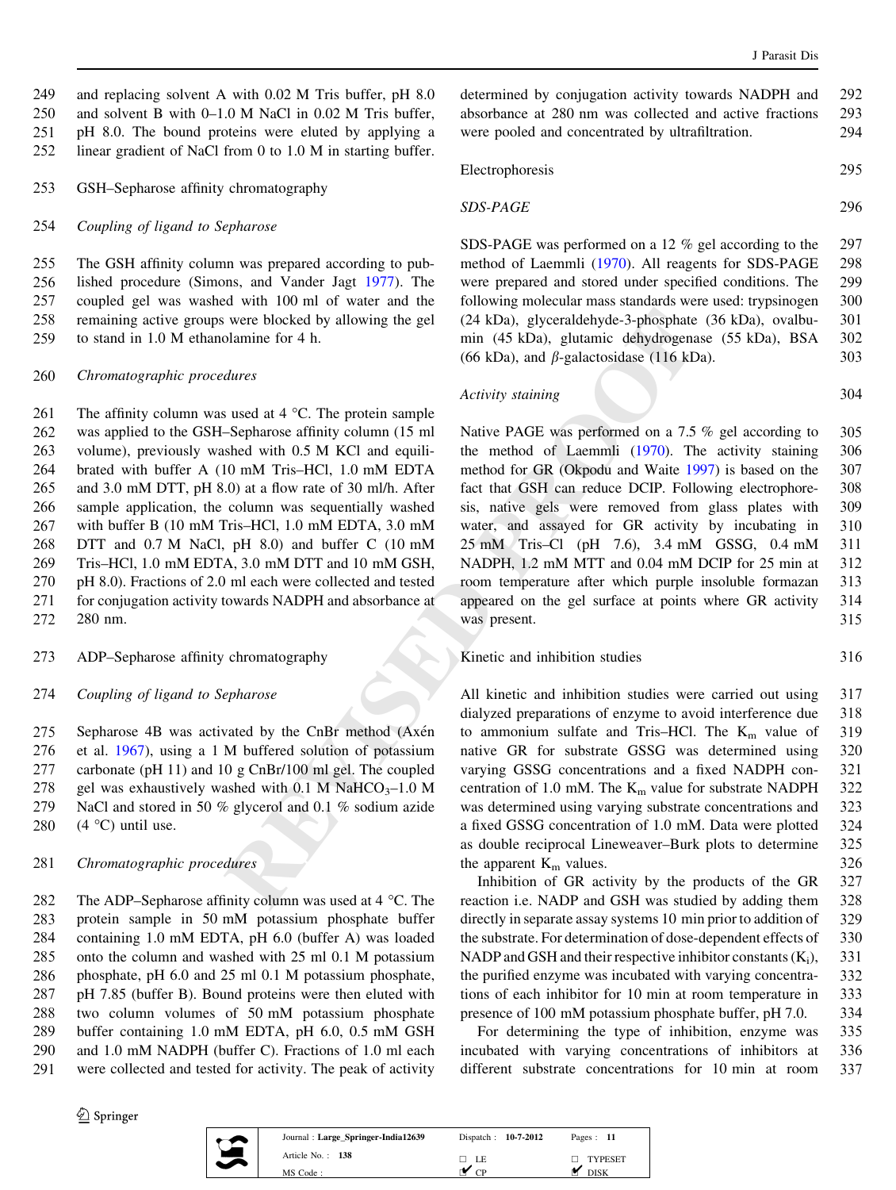and replacing solvent A with 0.02 M Tris buffer, pH 8.0 and solvent B with 0–1.0 M NaCl in 0.02 M Tris buffer, pH 8.0. The bound proteins were eluted by applying a linear gradient of NaCl from 0 to 1.0 M in starting buffer.

### GSH–Sepharose affinity chromatography

#### *Coupling of ligand to Sepharose*

The GSH affinity column was prepared according to published procedure (Simons, and Vander Jagt 1977). The coupled gel was washed with 100 ml of water and the remaining active groups were blocked by allowing the gel to stand in 1.0 M ethanolamine for 4 h.

#### *Chromatographic procedures*

The affinity column was used at 4 °C. The protein sample was applied to the GSH–Sepharose affinity column (15 ml volume), previously washed with 0.5 M KCl and equilibrated with buffer A (10 mM Tris–HCl, 1.0 mM EDTA and 3.0 mM DTT, pH 8.0) at a flow rate of 30 ml/h. After sample application, the column was sequentially washed with buffer B (10 mM Tris–HCl, 1.0 mM EDTA, 3.0 mM DTT and 0.7 M NaCl, pH 8.0) and buffer C (10 mM Tris–HCl, 1.0 mM EDTA, 3.0 mM DTT and 10 mM GSH, pH 8.0). Fractions of 2.0 ml each were collected and tested for conjugation activity towards NADPH and absorbance at 280 nm.

### ADP–Sepharose affinity chromatography

#### *Coupling of ligand to Sepharose*

Sepharose 4B was activated by the CnBr method (Axén et al. 1967), using a 1 M buffered solution of potassium carbonate (pH 11) and 10 g CnBr/100 ml gel. The coupled gel was exhaustively washed with 0.1 M $NaHCO_3$–1.0 M NaCl and stored in 50 % glycerol and 0.1 % sodium azide (4 °C) until use.

#### *Chromatographic procedures*

The ADP–Sepharose affinity column was used at 4 °C. The protein sample in 50 mM potassium phosphate buffer containing 1.0 mM EDTA, pH 6.0 (buffer A) was loaded onto the column and washed with 25 ml 0.1 M potassium phosphate, pH 6.0 and 25 ml 0.1 M potassium phosphate, pH 7.85 (buffer B). Bound proteins were then eluted with two column volumes of 50 mM potassium phosphate buffer containing 1.0 mM EDTA, pH 6.0, 0.5 mM GSH and 1.0 mM NADPH (buffer C). Fractions of 1.0 ml each were collected and tested for activity. The peak of activity determined by conjugation activity towards NADPH and absorbance at 280 nm was collected and active fractions were pooled and concentrated by ultrafiltration.

### Electrophoresis

#### *SDS-PAGE*

SDS-PAGE was performed on a 12 % gel according to the method of Laemmli (1970). All reagents for SDS-PAGE were prepared and stored under specified conditions. The following molecular mass standards were used: trypsinogen (24 kDa), glyceraldehyde-3-phosphate (36 kDa), ovalbumin (45 kDa), glutamic dehydrogenase (55 kDa), BSA (66 kDa), and β-galactosidase (116 kDa).

#### *Activity staining*

Native PAGE was performed on a 7.5 % gel according to the method of Laemmli (1970). The activity staining method for GR (Okpodu and Waite 1997) is based on the fact that GSH can reduce DCIP. Following electrophoresis, native gels were removed from glass plates with water, and assayed for GR activity by incubating in 25 mM Tris–Cl (pH 7.6), 3.4 mM GSSG, 0.4 mM NADPH, 1.2 mM MTT and 0.04 mM DCIP for 25 min at room temperature after which purple insoluble formazan appeared on the gel surface at points where GR activity was present.

### Kinetic and inhibition studies

All kinetic and inhibition studies were carried out using dialyzed preparations of enzyme to avoid interference due to ammonium sulfate and Tris–HCl. The $K_m$ value of native GR for substrate GSSG was determined using varying GSSG concentrations and a fixed NADPH concentration of 1.0 mM. The $K_m$ value for substrate NADPH was determined using varying substrate concentrations and a fixed GSSG concentration of 1.0 mM. Data were plotted as double reciprocal Lineweaver–Burk plots to determine the apparent $K_m$ values.

Inhibition of GR activity by the products of the GR reaction i.e. NADP and GSH was studied by adding them directly in separate assay systems 10 min prior to addition of the substrate. For determination of dose-dependent effects of NADP and GSH and their respective inhibitor constants ($K_i$), the purified enzyme was incubated with varying concentrations of each inhibitor for 10 min at room temperature in presence of 100 mM potassium phosphate buffer, pH 7.0.

For determining the type of inhibition, enzyme was incubated with varying concentrations of inhibitors at different substrate concentrations for 10 min at room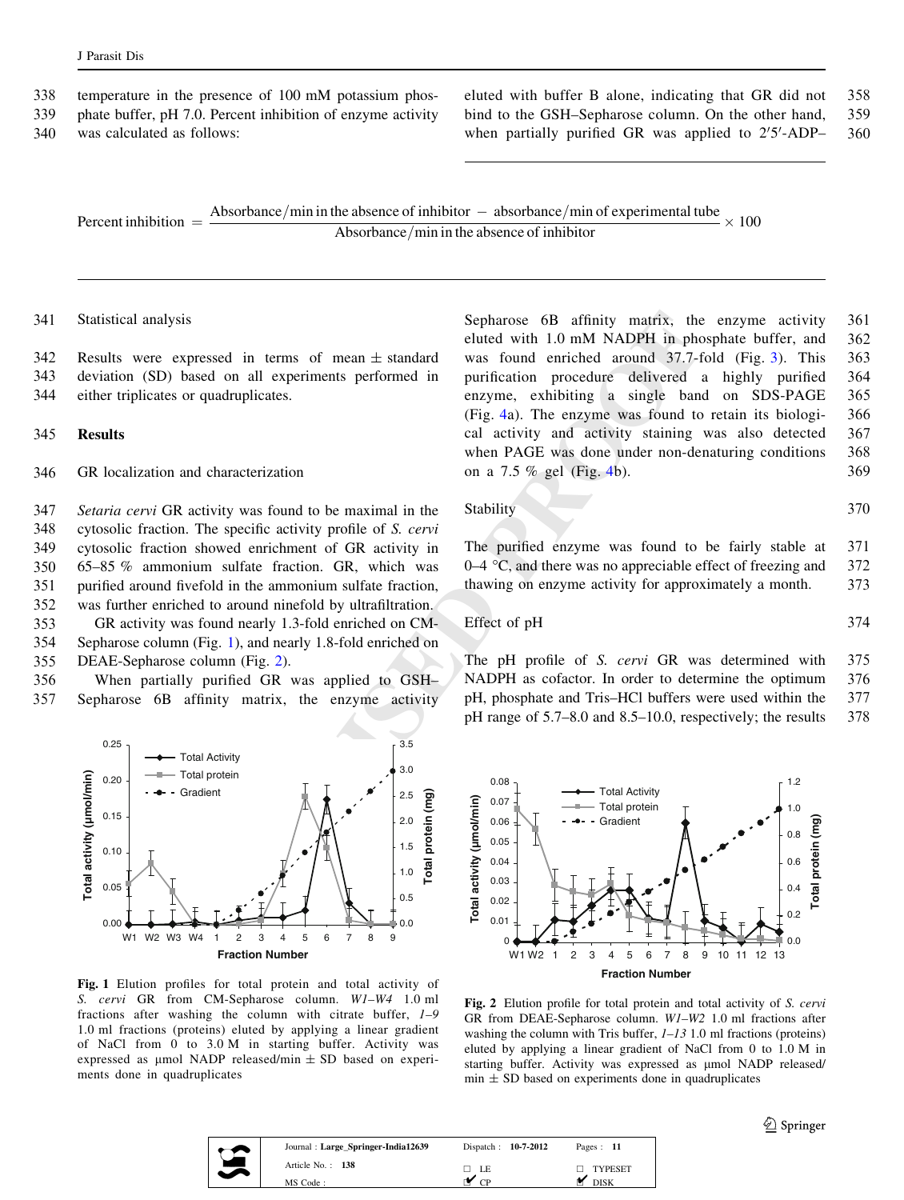temperature in the presence of 100 mM potassium phosphate buffer, pH 7.0. Percent inhibition of enzyme activity was calculated as follows:

$$\text{Percent inhibition} = \frac{\text{Absorbance/min in the absence of inhibitor} - \text{absorbance/min of experimental tube}}{\text{Absorbance/min in the absence of inhibitor}} \times 100$$

## Statistical analysis

Results were expressed in terms of mean ± standard deviation (SD) based on all experiments performed in either triplicates or quadruplicates.

# Results

## GR localization and characterization

*Setaria cervi* GR activity was found to be maximal in the cytosolic fraction. The specific activity profile of *S. cervi* cytosolic fraction showed enrichment of GR activity in 65–85 % ammonium sulfate fraction. GR, which was purified around fivefold in the ammonium sulfate fraction, was further enriched to around ninefold by ultrafiltration.

GR activity was found nearly 1.3-fold enriched on CM-Sepharose column (Fig. 1), and nearly 1.8-fold enriched on DEAE-Sepharose column (Fig. 2).

When partially purified GR was applied to GSH–Sepharose 6B affinity matrix, the enzyme activity eluted with buffer B alone, indicating that GR did not bind to the GSH–Sepharose column. On the other hand, when partially purified GR was applied to 2′5′-ADP–Sepharose 6B affinity matrix, the enzyme activity eluted with 1.0 mM NADPH in phosphate buffer, and was found enriched around 37.7-fold (Fig. 3). This purification procedure delivered a highly purified enzyme, exhibiting a single band on SDS-PAGE (Fig. 4a). The enzyme was found to retain its biological activity and activity staining was also detected when PAGE was done under non-denaturing conditions on a 7.5 % gel (Fig. 4b).

## Stability

The purified enzyme was found to be fairly stable at 0–4 °C, and there was no appreciable effect of freezing and thawing on enzyme activity for approximately a month.

## Effect of pH

The pH profile of *S. cervi* GR was determined with NADPH as cofactor. In order to determine the optimum pH, phosphate and Tris–HCl buffers were used within the pH range of 5.7–8.0 and 8.5–10.0, respectively; the results

**Fig. 1** Elution profiles for total protein and total activity of *S. cervi* GR from CM-Sepharose column. *W1–W4* 1.0 ml fractions after washing the column with citrate buffer, *1–9* 1.0 ml fractions (proteins) eluted by applying a linear gradient of NaCl from 0 to 3.0 M in starting buffer. Activity was expressed as µmol NADP released/min ± SD based on experiments done in quadruplicates

**Fig. 2** Elution profile for total protein and total activity of *S. cervi* GR from DEAE-Sepharose column. *W1–W2* 1.0 ml fractions after washing the column with Tris buffer, *1–13* 1.0 ml fractions (proteins) eluted by applying a linear gradient of NaCl from 0 to 1.0 M in starting buffer. Activity was expressed as µmol NADP released/min ± SD based on experiments done in quadruplicates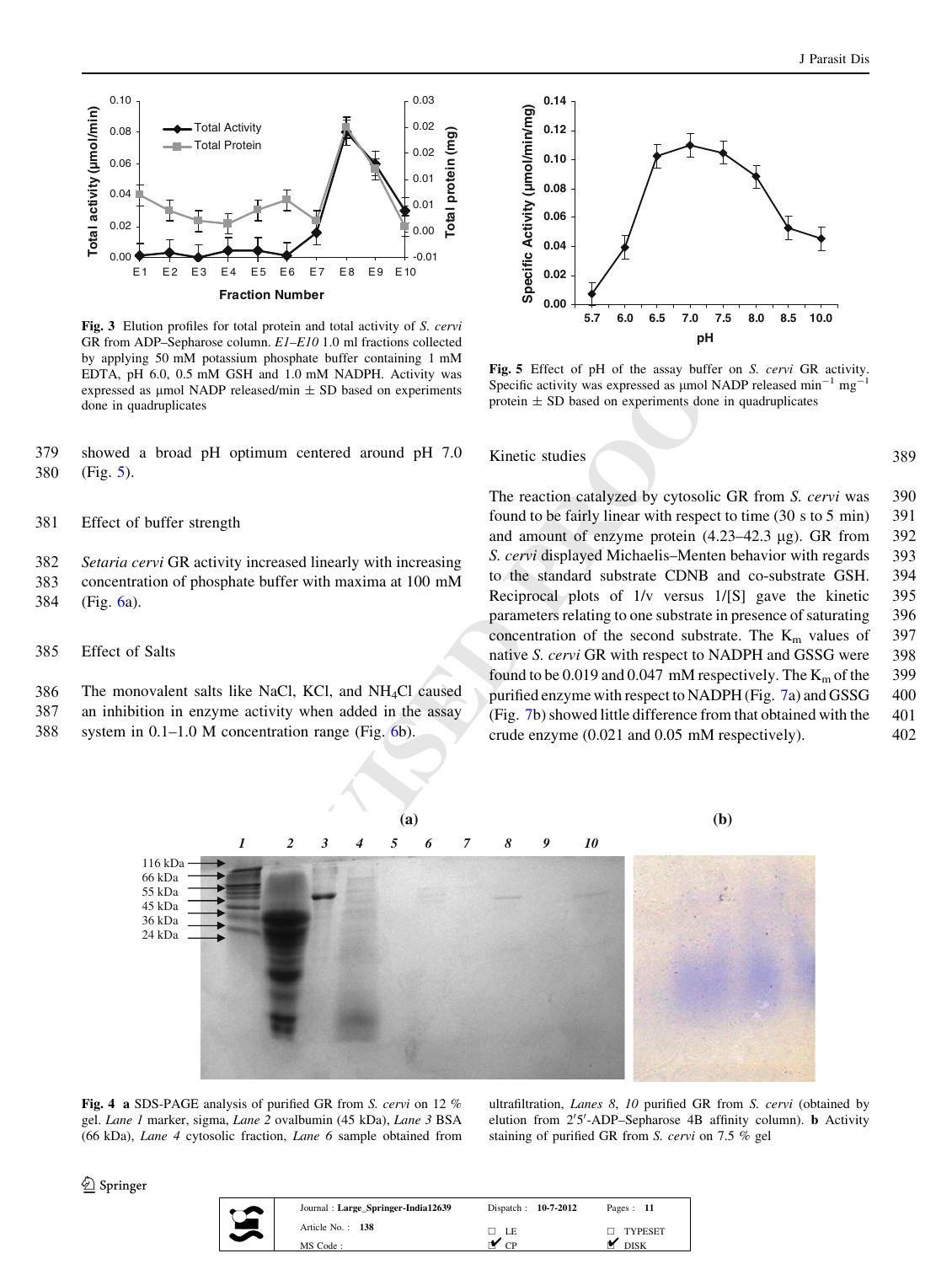Fig. 3 Elution profiles for total protein and total activity of *S. cervi* GR from ADP–Sepharose column. *E1–E10* 1.0 ml fractions collected by applying 50 mM potassium phosphate buffer containing 1 mM EDTA, pH 6.0, 0.5 mM GSH and 1.0 mM NADPH. Activity was expressed as μmol NADP released/min ± SD based on experiments done in quadruplicates

showed a broad pH optimum centered around pH 7.0 (Fig. 5).

### Effect of buffer strength

*Setaria cervi* GR activity increased linearly with increasing concentration of phosphate buffer with maxima at 100 mM (Fig. 6a).

### Effect of Salts

The monovalent salts like NaCl, KCl, and $NH_4Cl$ caused an inhibition in enzyme activity when added in the assay system in 0.1–1.0 M concentration range (Fig. 6b).

Fig. 5 Effect of pH of the assay buffer on *S. cervi* GR activity. Specific activity was expressed as μmol NADP released $min^{-1}$ $mg^{-1}$ protein ± SD based on experiments done in quadruplicates

### Kinetic studies

The reaction catalyzed by cytosolic GR from *S. cervi* was found to be fairly linear with respect to time (30 s to 5 min) and amount of enzyme protein (4.23–42.3 μg). GR from *S. cervi* displayed Michaelis–Menten behavior with regards to the standard substrate CDNB and co-substrate GSH. Reciprocal plots of 1/v versus 1/[S] gave the kinetic parameters relating to one substrate in presence of saturating concentration of the second substrate. The $K_m$ values of native *S. cervi* GR with respect to NADPH and GSSG were found to be 0.019 and 0.047 mM respectively. The $K_m$ of the purified enzyme with respect to NADPH (Fig. 7a) and GSSG (Fig. 7b) showed little difference from that obtained with the crude enzyme (0.021 and 0.05 mM respectively).

Fig. 4 **a** SDS-PAGE analysis of purified GR from *S. cervi* on 12 % gel. *Lane 1* marker, sigma, *Lane 2* ovalbumin (45 kDa), *Lane 3* BSA (66 kDa), *Lane 4* cytosolic fraction, *Lane 6* sample obtained from ultrafiltration, *Lanes 8*, *10* purified GR from *S. cervi* (obtained by elution from 2′5′-ADP–Sepharose 4B affinity column). **b** Activity staining of purified GR from *S. cervi* on 7.5 % gel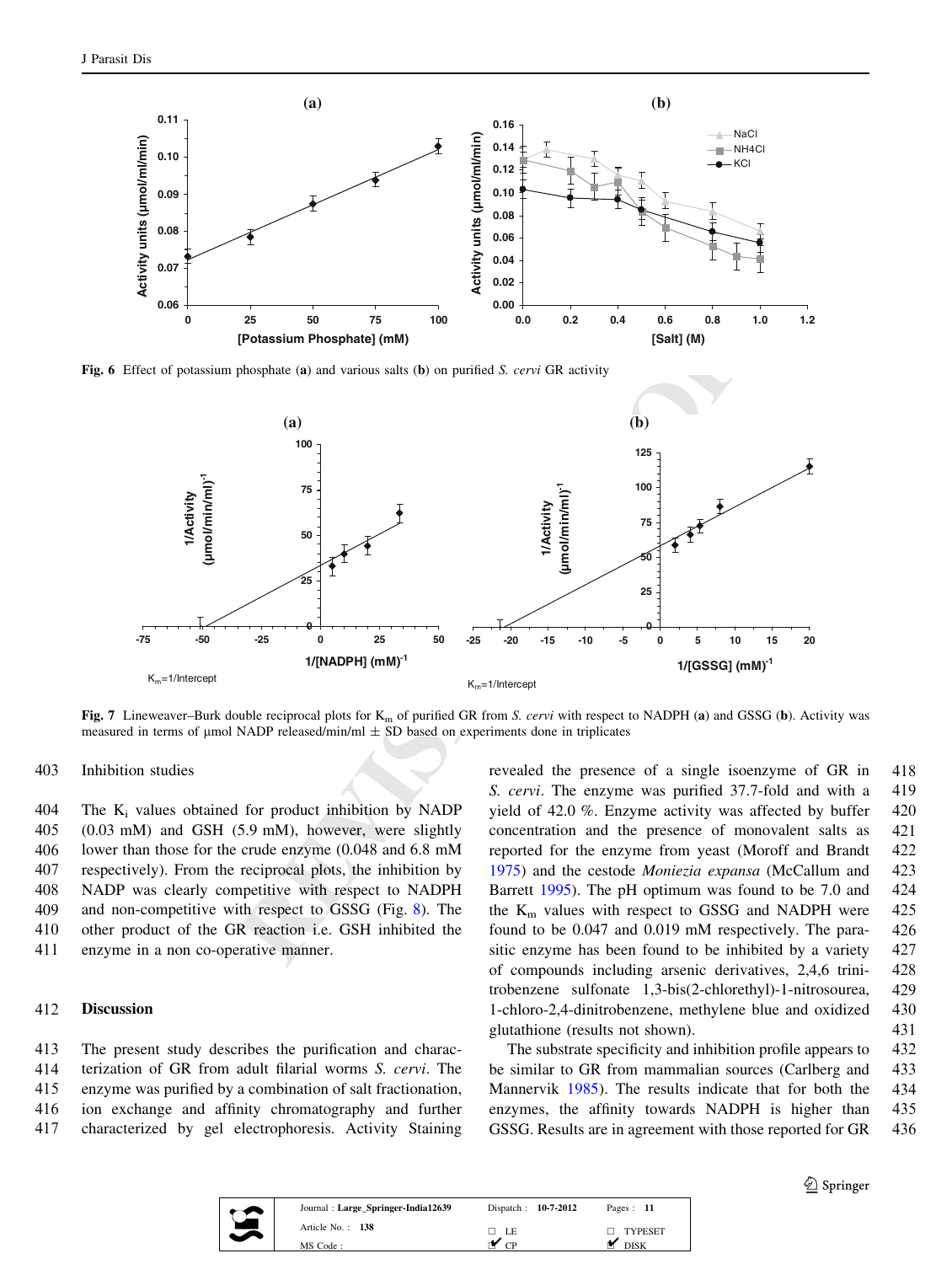Fig. 6 Effect of potassium phosphate (**a**) and various salts (**b**) on purified *S. cervi* GR activity

Fig. 7 Lineweaver–Burk double reciprocal plots for $K_m$ of purified GR from *S. cervi* with respect to NADPH (**a**) and GSSG (**b**). Activity was measured in terms of µmol NADP released/min/ml ± SD based on experiments done in triplicates

### Inhibition studies

The $K_i$ values obtained for product inhibition by NADP (0.03 mM) and GSH (5.9 mM), however, were slightly lower than those for the crude enzyme (0.048 and 6.8 mM respectively). From the reciprocal plots, the inhibition by NADP was clearly competitive with respect to NADPH and non-competitive with respect to GSSG (Fig. 8). The other product of the GR reaction i.e. GSH inhibited the enzyme in a non co-operative manner.

## Discussion

The present study describes the purification and characterization of GR from adult filarial worms *S. cervi*. The enzyme was purified by a combination of salt fractionation, ion exchange and affinity chromatography and further characterized by gel electrophoresis. Activity Staining revealed the presence of a single isoenzyme of GR in *S. cervi*. The enzyme was purified 37.7-fold and with a yield of 42.0 %. Enzyme activity was affected by buffer concentration and the presence of monovalent salts as reported for the enzyme from yeast (Moroff and Brandt 1975) and the cestode *Moniezia expansa* (McCallum and Barrett 1995). The pH optimum was found to be 7.0 and the $K_m$ values with respect to GSSG and NADPH were found to be 0.047 and 0.019 mM respectively. The parasitic enzyme has been found to be inhibited by a variety of compounds including arsenic derivatives, 2,4,6 trinitrobenzene sulfonate 1,3-bis(2-chlorethyl)-1-nitrosourea, 1-chloro-2,4-dinitrobenzene, methylene blue and oxidized glutathione (results not shown).

The substrate specificity and inhibition profile appears to be similar to GR from mammalian sources (Carlberg and Mannervik 1985). The results indicate that for both the enzymes, the affinity towards NADPH is higher than GSSG. Results are in agreement with those reported for GR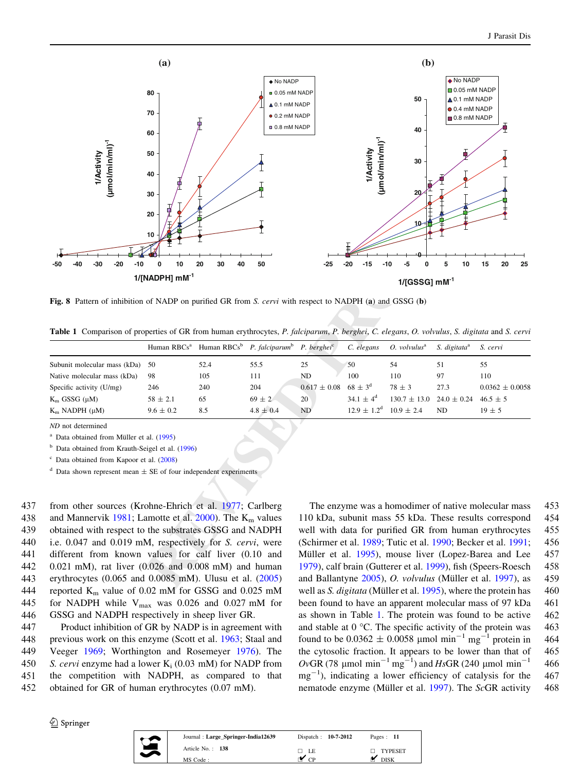Fig. 8 Pattern of inhibition of NADP on purified GR from *S. cervi* with respect to NADPH (a) and GSSG (b)

Table 1 Comparison of properties of GR from human erythrocytes, *P. falciparum*, *P. berghei*, *C. elegans*, *O. volvulus*, *S. digitata* and *S. cervi*

| | Human RBCs[a] | Human RBCs[b] | *P. falciparum*[b] | *P. berghei*[c] | *C. elegans* | *O. volvulus*[a] | *S. digitata*[a] | *S. cervi* |
|---|---|---|---|---|---|---|---|---|
| Subunit molecular mass (kDa) | 50 | 52.4 | 55.5 | 25 | 50 | 54 | 51 | 55 |
| Native molecular mass (kDa) | 98 | 105 | 111 | ND | 100 | 110 | 97 | 110 |
| Specific activity (U/mg) | 246 | 240 | 204 | 0.617 ± 0.08 | 68 ± 3[d] | 78 ± 3 | 27.3 | 0.0362 ± 0.0058 |
| $K_m$ GSSG (μM) | 58 ± 2.1 | 65 | 69 ± 2 | 20 | 34.1 ± 4[d] | 130.7 ± 13.0 | 24.0 ± 0.24 | 46.5 ± 5 |
| $K_m$ NADPH (μM) | 9.6 ± 0.2 | 8.5 | 4.8 ± 0.4 | ND | 12.9 ± 1.2[d] | 10.9 ± 2.4 | ND | 19 ± 5 |

*ND* not determined

[a] Data obtained from Müller et al. (1995)

[b] Data obtained from Krauth-Seigel et al. (1996)

[c] Data obtained from Kapoor et al. (2008)

[d] Data shown represent mean ± SE of four independent experiments

from other sources (Krohne-Ehrich et al. 1977; Carlberg and Mannervik 1981; Lamotte et al. 2000). The $K_m$ values obtained with respect to the substrates GSSG and NADPH i.e. 0.047 and 0.019 mM, respectively for *S. cervi*, were different from known values for calf liver (0.10 and 0.021 mM), rat liver (0.026 and 0.008 mM) and human erythrocytes (0.065 and 0.0085 mM). Ulusu et al. (2005) reported $K_m$ value of 0.02 mM for GSSG and 0.025 mM for NADPH while $V_{max}$ was 0.026 and 0.027 mM for GSSG and NADPH respectively in sheep liver GR.

Product inhibition of GR by NADP is in agreement with previous work on this enzyme (Scott et al. 1963; Staal and Veeger 1969; Worthington and Rosemeyer 1976). The *S. cervi* enzyme had a lower $K_i$ (0.03 mM) for NADP from the competition with NADPH, as compared to that obtained for GR of human erythrocytes (0.07 mM).

The enzyme was a homodimer of native molecular mass 110 kDa, subunit mass 55 kDa. These results correspond well with data for purified GR from human erythrocytes (Schirmer et al. 1989; Tutic et al. 1990; Becker et al. 1991; Müller et al. 1995), mouse liver (Lopez-Barea and Lee 1979), calf brain (Gutterer et al. 1999), fish (Speers-Roesch and Ballantyne 2005), *O. volvulus* (Müller et al. 1997), as well as *S. digitata* (Müller et al. 1995), where the protein has been found to have an apparent molecular mass of 97 kDa as shown in Table 1. The protein was found to be active and stable at 0 °C. The specific activity of the protein was found to be 0.0362 ± 0.0058 μmol $min^{-1}$ $mg^{-1}$ protein in the cytosolic fraction. It appears to be lower than that of *Ov*GR (78 μmol $min^{-1}$ $mg^{-1}$) and *Hs*GR (240 μmol $min^{-1}$ $mg^{-1}$), indicating a lower efficiency of catalysis for the nematode enzyme (Müller et al. 1997). The *Sc*GR activity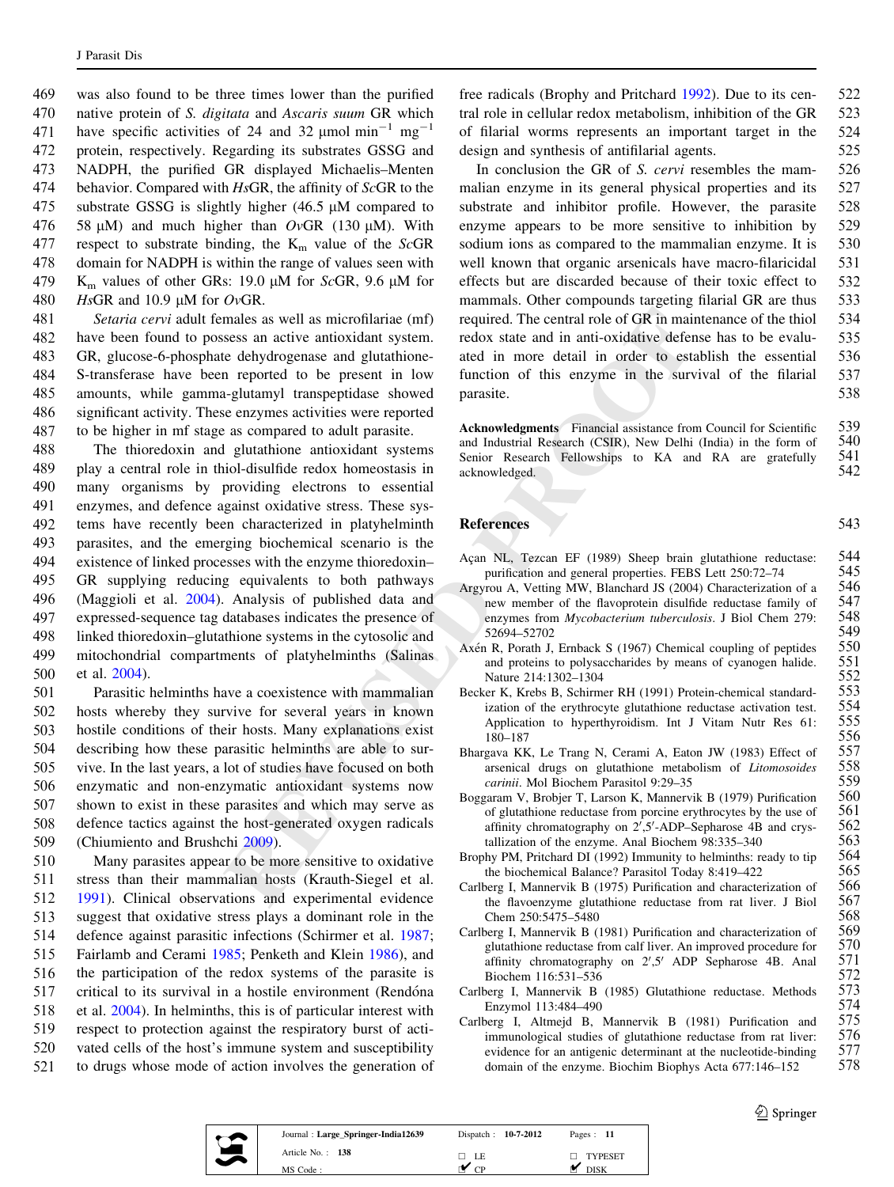was also found to be three times lower than the purified native protein of *S. digitata* and *Ascaris suum* GR which have specific activities of 24 and 32 μmol $min^{-1}$ $mg^{-1}$ protein, respectively. Regarding its substrates GSSG and NADPH, the purified GR displayed Michaelis–Menten behavior. Compared with *Hs*GR, the affinity of *Sc*GR to the substrate GSSG is slightly higher (46.5 μM compared to 58 μM) and much higher than *Ov*GR (130 μM). With respect to substrate binding, the $K_m$ value of the *Sc*GR domain for NADPH is within the range of values seen with $K_m$ values of other GRs: 19.0 μM for *Sc*GR, 9.6 μM for *Hs*GR and 10.9 μM for *Ov*GR.

*Setaria cervi* adult females as well as microfilariae (mf) have been found to possess an active antioxidant system. GR, glucose-6-phosphate dehydrogenase and glutathione-S-transferase have been reported to be present in low amounts, while gamma-glutamyl transpeptidase showed significant activity. These enzymes activities were reported to be higher in mf stage as compared to adult parasite.

The thioredoxin and glutathione antioxidant systems play a central role in thiol-disulfide redox homeostasis in many organisms by providing electrons to essential enzymes, and defence against oxidative stress. These systems have recently been characterized in platyhelminth parasites, and the emerging biochemical scenario is the existence of linked processes with the enzyme thioredoxin–GR supplying reducing equivalents to both pathways (Maggioli et al. 2004). Analysis of published data and expressed-sequence tag databases indicates the presence of linked thioredoxin–glutathione systems in the cytosolic and mitochondrial compartments of platyhelminths (Salinas et al. 2004).

Parasitic helminths have a coexistence with mammalian hosts whereby they survive for several years in known hostile conditions of their hosts. Many explanations exist describing how these parasitic helminths are able to survive. In the last years, a lot of studies have focused on both enzymatic and non-enzymatic antioxidant systems now shown to exist in these parasites and which may serve as defence tactics against the host-generated oxygen radicals (Chiumiento and Brushchi 2009).

Many parasites appear to be more sensitive to oxidative stress than their mammalian hosts (Krauth-Siegel et al. 1991). Clinical observations and experimental evidence suggest that oxidative stress plays a dominant role in the defence against parasitic infections (Schirmer et al. 1987; Fairlamb and Cerami 1985; Penketh and Klein 1986), and the participation of the redox systems of the parasite is critical to its survival in a hostile environment (Rendóna et al. 2004). In helminths, this is of particular interest with respect to protection against the respiratory burst of activated cells of the host's immune system and susceptibility to drugs whose mode of action involves the generation of free radicals (Brophy and Pritchard 1992). Due to its central role in cellular redox metabolism, inhibition of the GR of filarial worms represents an important target in the design and synthesis of antifilarial agents.

In conclusion the GR of *S. cervi* resembles the mammalian enzyme in its general physical properties and its substrate and inhibitor profile. However, the parasite enzyme appears to be more sensitive to inhibition by sodium ions as compared to the mammalian enzyme. It is well known that organic arsenicals have macro-filaricidal effects but are discarded because of their toxic effect to mammals. Other compounds targeting filarial GR are thus required. The central role of GR in maintenance of the thiol redox state and in anti-oxidative defense has to be evaluated in more detail in order to establish the essential function of this enzyme in the survival of the filarial parasite.

**Acknowledgments** Financial assistance from Council for Scientific and Industrial Research (CSIR), New Delhi (India) in the form of Senior Research Fellowships to KA and RA are gratefully acknowledged.

## References

Açan NL, Tezcan EF (1989) Sheep brain glutathione reductase: purification and general properties. FEBS Lett 250:72–74

Argyrou A, Vetting MW, Blanchard JS (2004) Characterization of a new member of the flavoprotein disulfide reductase family of enzymes from *Mycobacterium tuberculosis*. J Biol Chem 279: 52694–52702

Axén R, Porath J, Ernback S (1967) Chemical coupling of peptides and proteins to polysaccharides by means of cyanogen halide. Nature 214:1302–1304

Becker K, Krebs B, Schirmer RH (1991) Protein-chemical standardization of the erythrocyte glutathione reductase activation test. Application to hyperthyroidism. Int J Vitam Nutr Res 61: 180–187

Bhargava KK, Le Trang N, Cerami A, Eaton JW (1983) Effect of arsenical drugs on glutathione metabolism of *Litomosoides carinii*. Mol Biochem Parasitol 9:29–35

Boggaram V, Brobjer T, Larson K, Mannervik B (1979) Purification of glutathione reductase from porcine erythrocytes by the use of affinity chromatography on 2′,5′-ADP–Sepharose 4B and crystallization of the enzyme. Anal Biochem 98:335–340

Brophy PM, Pritchard DI (1992) Immunity to helminths: ready to tip the biochemical Balance? Parasitol Today 8:419–422

Carlberg I, Mannervik B (1975) Purification and characterization of the flavoenzyme glutathione reductase from rat liver. J Biol Chem 250:5475–5480

Carlberg I, Mannervik B (1981) Purification and characterization of glutathione reductase from calf liver. An improved procedure for affinity chromatography on 2′,5′ ADP Sepharose 4B. Anal Biochem 116:531–536

Carlberg I, Mannervik B (1985) Glutathione reductase. Methods Enzymol 113:484–490

Carlberg I, Altmejd B, Mannervik B (1981) Purification and immunological studies of glutathione reductase from rat liver: evidence for an antigenic determinant at the nucleotide-binding domain of the enzyme. Biochim Biophys Acta 677:146–152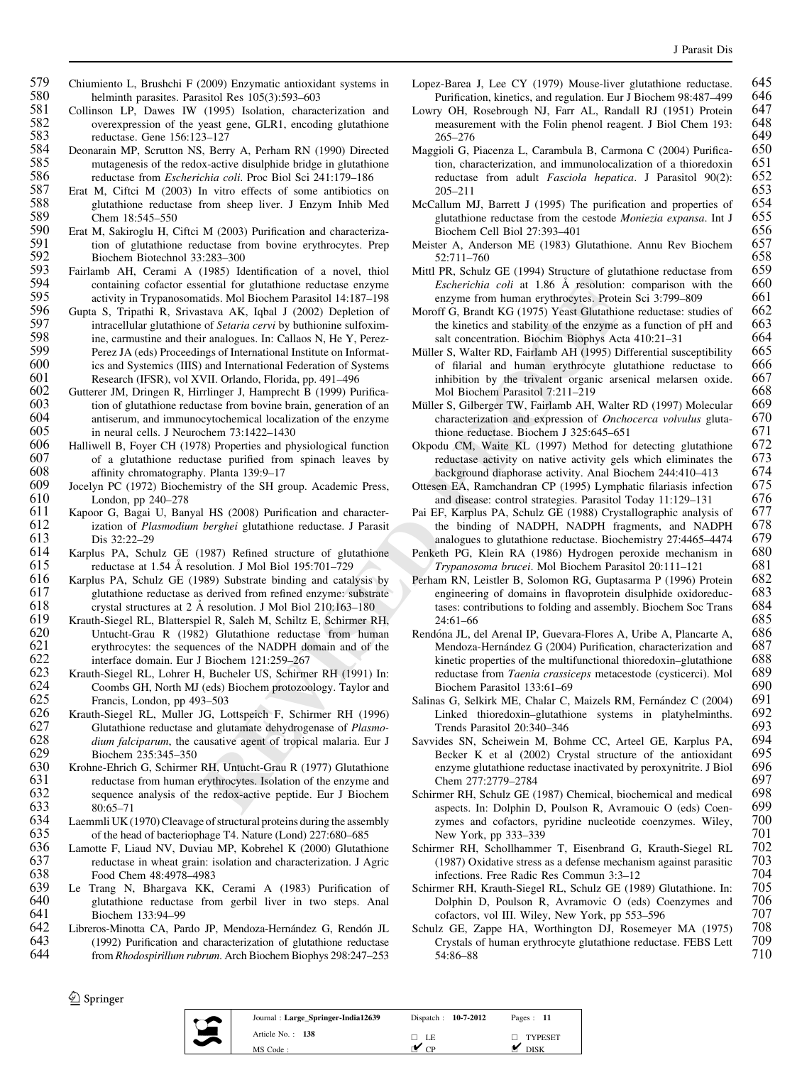Chiumiento L, Brushchi F (2009) Enzymatic antioxidant systems in helminth parasites. Parasitol Res 105(3):593–603

Collinson LP, Dawes IW (1995) Isolation, characterization and overexpression of the yeast gene, GLR1, encoding glutathione reductase. Gene 156:123–127

Deonarain MP, Scrutton NS, Berry A, Perham RN (1990) Directed mutagenesis of the redox-active disulphide bridge in glutathione reductase from *Escherichia coli*. Proc Biol Sci 241:179–186

Erat M, Ciftci M (2003) In vitro effects of some antibiotics on glutathione reductase from sheep liver. J Enzym Inhib Med Chem 18:545–550

Erat M, Sakiroglu H, Ciftci M (2003) Purification and characterization of glutathione reductase from bovine erythrocytes. Prep Biochem Biotechnol 33:283–300

Fairlamb AH, Cerami A (1985) Identification of a novel, thiol containing cofactor essential for glutathione reductase enzyme activity in Trypanosomatids. Mol Biochem Parasitol 14:187–198

Gupta S, Tripathi R, Srivastava AK, Iqbal J (2002) Depletion of intracellular glutathione of *Setaria cervi* by buthionine sulfoximine, carmustine and their analogues. In: Callaos N, He Y, Perez-Perez JA (eds) Proceedings of International Institute on Informatics and Systemics (IIIS) and International Federation of Systems Research (IFSR), vol XVII. Orlando, Florida, pp. 491–496

Gutterer JM, Dringen R, Hirrlinger J, Hamprecht B (1999) Purification of glutathione reductase from bovine brain, generation of an antiserum, and immunocytochemical localization of the enzyme in neural cells. J Neurochem 73:1422–1430

Halliwell B, Foyer CH (1978) Properties and physiological function of a glutathione reductase purified from spinach leaves by affinity chromatography. Planta 139:9–17

Jocelyn PC (1972) Biochemistry of the SH group. Academic Press, London, pp 240–278

Kapoor G, Bagai U, Banyal HS (2008) Purification and characterization of *Plasmodium berghei* glutathione reductase. J Parasit Dis 32:22–29

Karplus PA, Schulz GE (1987) Refined structure of glutathione reductase at 1.54 Å resolution. J Mol Biol 195:701–729

Karplus PA, Schulz GE (1989) Substrate binding and catalysis by glutathione reductase as derived from refined enzyme: substrate crystal structures at 2 Å resolution. J Mol Biol 210:163–180

Krauth-Siegel RL, Blatterspiel R, Saleh M, Schiltz E, Schirmer RH, Untucht-Grau R (1982) Glutathione reductase from human erythrocytes: the sequences of the NADPH domain and of the interface domain. Eur J Biochem 121:259–267

Krauth-Siegel RL, Lohrer H, Bucheler US, Schirmer RH (1991) In: Coombs GH, North MJ (eds) Biochem protozoology. Taylor and Francis, London, pp 493–503

Krauth-Siegel RL, Muller JG, Lottspeich F, Schirmer RH (1996) Glutathione reductase and glutamate dehydrogenase of *Plasmodium falciparum*, the causative agent of tropical malaria. Eur J Biochem 235:345–350

Krohne-Ehrich G, Schirmer RH, Untucht-Grau R (1977) Glutathione reductase from human erythrocytes. Isolation of the enzyme and sequence analysis of the redox-active peptide. Eur J Biochem 80:65–71

Laemmli UK (1970) Cleavage of structural proteins during the assembly of the head of bacteriophage T4. Nature (Lond) 227:680–685

Lamotte F, Liaud NV, Duviau MP, Kobrehel K (2000) Glutathione reductase in wheat grain: isolation and characterization. J Agric Food Chem 48:4978–4983

Le Trang N, Bhargava KK, Cerami A (1983) Purification of glutathione reductase from gerbil liver in two steps. Anal Biochem 133:94–99

Libreros-Minotta CA, Pardo JP, Mendoza-Hernández G, Rendón JL (1992) Purification and characterization of glutathione reductase from *Rhodospirillum rubrum*. Arch Biochem Biophys 298:247–253

Lopez-Barea J, Lee CY (1979) Mouse-liver glutathione reductase. Purification, kinetics, and regulation. Eur J Biochem 98:487–499

Lowry OH, Rosebrough NJ, Farr AL, Randall RJ (1951) Protein measurement with the Folin phenol reagent. J Biol Chem 193: 265–276

Maggioli G, Piacenza L, Carambula B, Carmona C (2004) Purification, characterization, and immunolocalization of a thioredoxin reductase from adult *Fasciola hepatica*. J Parasitol 90(2): 205–211

McCallum MJ, Barrett J (1995) The purification and properties of glutathione reductase from the cestode *Moniezia expansa*. Int J Biochem Cell Biol 27:393–401

Meister A, Anderson ME (1983) Glutathione. Annu Rev Biochem 52:711–760

Mittl PR, Schulz GE (1994) Structure of glutathione reductase from *Escherichia coli* at 1.86 Å resolution: comparison with the enzyme from human erythrocytes. Protein Sci 3:799–809

Moroff G, Brandt KG (1975) Yeast Glutathione reductase: studies of the kinetics and stability of the enzyme as a function of pH and salt concentration. Biochim Biophys Acta 410:21–31

Müller S, Walter RD, Fairlamb AH (1995) Differential susceptibility of filarial and human erythrocyte glutathione reductase to inhibition by the trivalent organic arsenical melarsen oxide. Mol Biochem Parasitol 7:211–219

Müller S, Gilberger TW, Fairlamb AH, Walter RD (1997) Molecular characterization and expression of *Onchocerca volvulus* glutathione reductase. Biochem J 325:645–651

Okpodu CM, Waite KL (1997) Method for detecting glutathione reductase activity on native activity gels which eliminates the background diaphorase activity. Anal Biochem 244:410–413

Ottesen EA, Ramchandran CP (1995) Lymphatic filariasis infection and disease: control strategies. Parasitol Today 11:129–131

Pai EF, Karplus PA, Schulz GE (1988) Crystallographic analysis of the binding of NADPH, NADPH fragments, and NADPH analogues to glutathione reductase. Biochemistry 27:4465–4474

Penketh PG, Klein RA (1986) Hydrogen peroxide mechanism in *Trypanosoma brucei*. Mol Biochem Parasitol 20:111–121

Perham RN, Leistler B, Solomon RG, Guptasarma P (1996) Protein engineering of domains in flavoprotein disulphide oxidoreductases: contributions to folding and assembly. Biochem Soc Trans 24:61–66

Rendóna JL, del Arenal IP, Guevara-Flores A, Uribe A, Plancarte A, Mendoza-Hernández G (2004) Purification, characterization and kinetic properties of the multifunctional thioredoxin–glutathione reductase from *Taenia crassiceps* metacestode (cysticerci). Mol Biochem Parasitol 133:61–69

Salinas G, Selkirk ME, Chalar C, Maizels RM, Fernández C (2004) Linked thioredoxin–glutathione systems in platyhelminths. Trends Parasitol 20:340–346

Savvides SN, Scheiwein M, Bohme CC, Arteel GE, Karplus PA, Becker K et al (2002) Crystal structure of the antioxidant enzyme glutathione reductase inactivated by peroxynitrite. J Biol Chem 277:2779–2784

Schirmer RH, Schulz GE (1987) Chemical, biochemical and medical aspects. In: Dolphin D, Poulson R, Avramouic O (eds) Coenzymes and cofactors, pyridine nucleotide coenzymes. Wiley, New York, pp 333–339

Schirmer RH, Schollhammer T, Eisenbrand G, Krauth-Siegel RL (1987) Oxidative stress as a defense mechanism against parasitic infections. Free Radic Res Commun 3:3–12

Schirmer RH, Krauth-Siegel RL, Schulz GE (1989) Glutathione. In: Dolphin D, Poulson R, Avramovic O (eds) Coenzymes and cofactors, vol III. Wiley, New York, pp 553–596

Schulz GE, Zappe HA, Worthington DJ, Rosemeyer MA (1975) Crystals of human erythrocyte glutathione reductase. FEBS Lett 54:86–88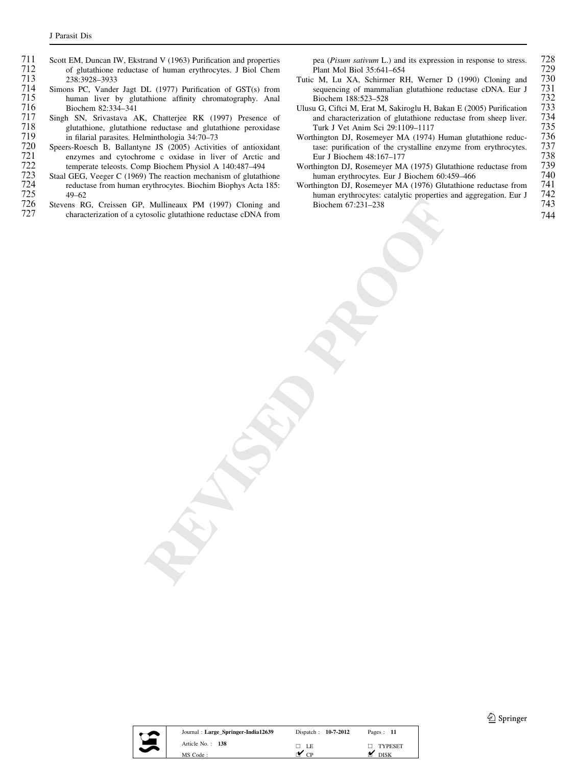Scott EM, Duncan IW, Ekstrand V (1963) Purification and properties of glutathione reductase of human erythrocytes. J Biol Chem 238:3928–3933

Simons PC, Vander Jagt DL (1977) Purification of GST(s) from human liver by glutathione affinity chromatography. Anal Biochem 82:334–341

Singh SN, Srivastava AK, Chatterjee RK (1997) Presence of glutathione, glutathione reductase and glutathione peroxidase in filarial parasites. Helminthologia 34:70–73

Speers-Roesch B, Ballantyne JS (2005) Activities of antioxidant enzymes and cytochrome c oxidase in liver of Arctic and temperate teleosts. Comp Biochem Physiol A 140:487–494

Staal GEG, Veeger C (1969) The reaction mechanism of glutathione reductase from human erythrocytes. Biochim Biophys Acta 185: 49–62

Stevens RG, Creissen GP, Mullineaux PM (1997) Cloning and characterization of a cytosolic glutathione reductase cDNA from pea (*Pisum sativum* L.) and its expression in response to stress. Plant Mol Biol 35:641–654

Tutic M, Lu XA, Schirmer RH, Werner D (1990) Cloning and sequencing of mammalian glutathione reductase cDNA. Eur J Biochem 188:523–528

Ulusu G, Ciftci M, Erat M, Sakiroglu H, Bakan E (2005) Purification and characterization of glutathione reductase from sheep liver. Turk J Vet Anim Sci 29:1109–1117

Worthington DJ, Rosemeyer MA (1974) Human glutathione reductase: purification of the crystalline enzyme from erythrocytes. Eur J Biochem 48:167–177

Worthington DJ, Rosemeyer MA (1975) Glutathione reductase from human erythrocytes. Eur J Biochem 60:459–466

Worthington DJ, Rosemeyer MA (1976) Glutathione reductase from human erythrocytes: catalytic properties and aggregation. Eur J Biochem 67:231–238